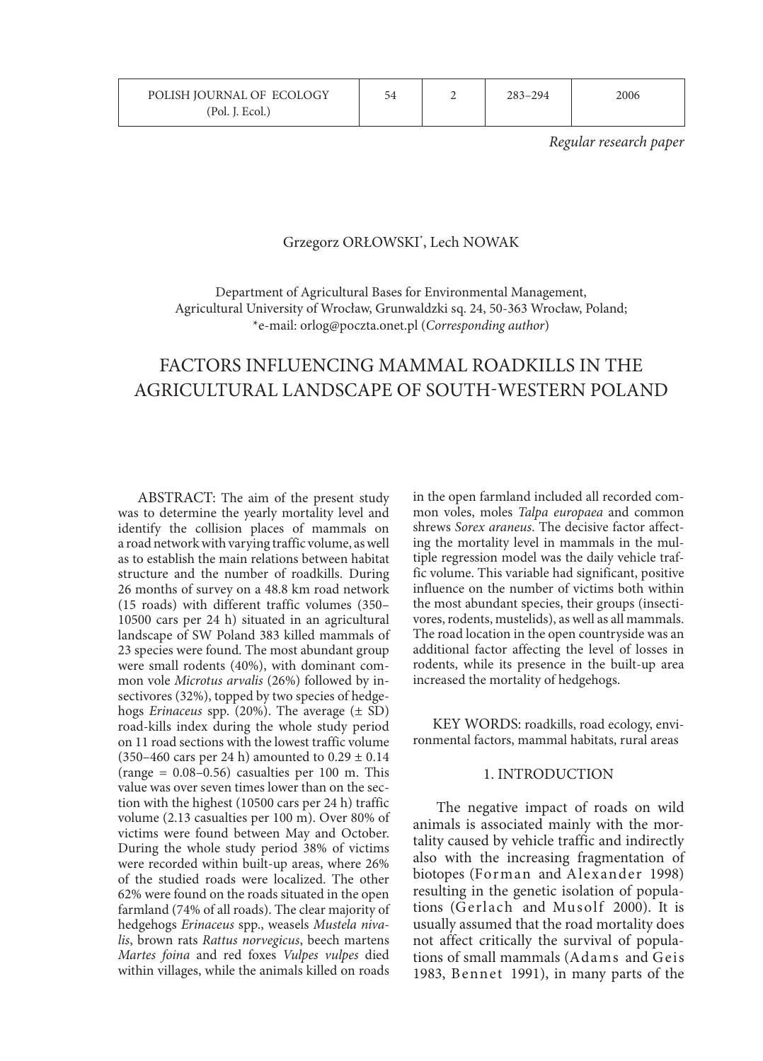Regular research paper

Grzegorz ORŁOWSKI*, Lech NOWAK

Department of Agricultural Bases for Environmental Management, Agricultural University of Wrocław, Grunwaldzki sq. 24, 50-363 Wrocław, Poland; *e-mail: orlog@poczta.onet.pl (*Corresponding author*)

# FACTORS INFLUENCING MAMMAL ROADKILLS IN THE AGRICULTURAL LANDSCAPE OF SOUTH-WESTERN POLAND

ABSTRACT: The aim of the present study was to determine the yearly mortality level and identify the collision places of mammals on a road network with varying traffic volume, as well as to establish the main relations between habitat structure and the number of roadkills. During 26 months of survey on a 48.8 km road network (15 roads) with different traffic volumes (350–10500 cars per 24 h) situated in an agricultural landscape of SW Poland 383 killed mammals of 23 species were found. The most abundant group were small rodents (40%), with dominant common vole *Microtus arvalis* (26%) followed by insectivores (32%), topped by two species of hedgehogs *Erinaceus* spp. (20%). The average (± SD) road-kills index during the whole study period on 11 road sections with the lowest traffic volume (350–460 cars per 24 h) amounted to 0.29 ± 0.14 (range = 0.08–0.56) casualties per 100 m. This value was over seven times lower than on the section with the highest (10500 cars per 24 h) traffic volume (2.13 casualties per 100 m). Over 80% of victims were found between May and October. During the whole study period 38% of victims were recorded within built-up areas, where 26% of the studied roads were localized. The other 62% were found on the roads situated in the open farmland (74% of all roads). The clear majority of hedgehogs *Erinaceus* spp., weasels *Mustela nivalis*, brown rats *Rattus norvegicus*, beech martens *Martes foina* and red foxes *Vulpes vulpes* died within villages, while the animals killed on roads in the open farmland included all recorded common voles, moles *Talpa europaea* and common shrews *Sorex araneus*. The decisive factor affecting the mortality level in mammals in the multiple regression model was the daily vehicle traffic volume. This variable had significant, positive influence on the number of victims both within the most abundant species, their groups (insectivores, rodents, mustelids), as well as all mammals. The road location in the open countryside was an additional factor affecting the level of losses in rodents, while its presence in the built-up area increased the mortality of hedgehogs.

KEY WORDS: roadkills, road ecology, environmental factors, mammal habitats, rural areas

## 1. INTRODUCTION

The negative impact of roads on wild animals is associated mainly with the mortality caused by vehicle traffic and indirectly also with the increasing fragmentation of biotopes (Forman and Alexander 1998) resulting in the genetic isolation of populations (Gerlach and Musolf 2000). It is usually assumed that the road mortality does not affect critically the survival of populations of small mammals (Adams and Geis 1983, Bennet 1991), in many parts of the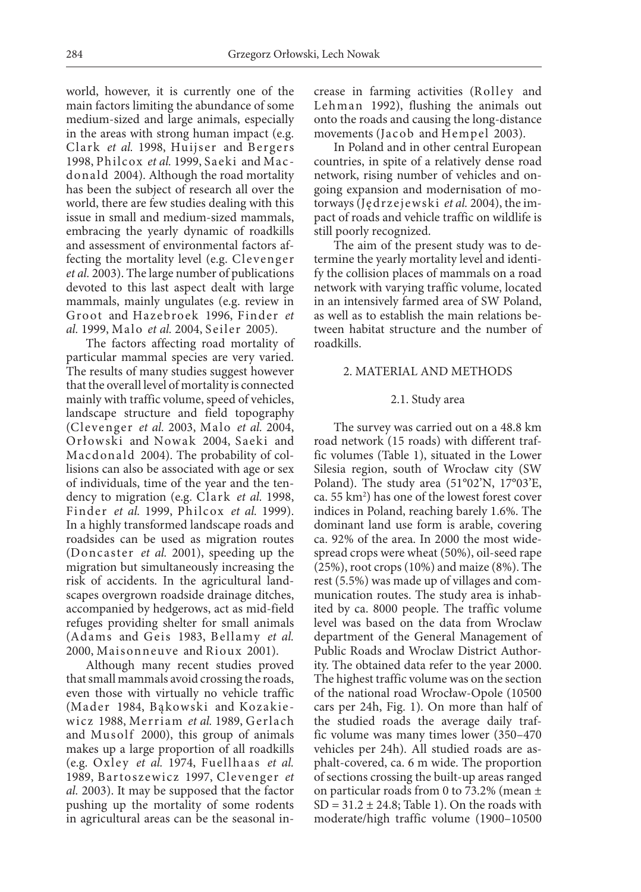world, however, it is currently one of the main factors limiting the abundance of some medium-sized and large animals, especially in the areas with strong human impact (e.g. Clark *et al.* 1998, Huijser and Bergers 1998, Philcox *et al.* 1999, Saeki and Macdonald 2004). Although the road mortality has been the subject of research all over the world, there are few studies dealing with this issue in small and medium-sized mammals, embracing the yearly dynamic of roadkills and assessment of environmental factors affecting the mortality level (e.g. Clevenger *et al.* 2003). The large number of publications devoted to this last aspect dealt with large mammals, mainly ungulates (e.g. review in Groot and Hazebroek 1996, Finder *et al.* 1999, Malo *et al.* 2004, Seiler 2005).

The factors affecting road mortality of particular mammal species are very varied. The results of many studies suggest however that the overall level of mortality is connected mainly with traffic volume, speed of vehicles, landscape structure and field topography (Clevenger *et al.* 2003, Malo *et al.* 2004, Orłowski and Nowak 2004, Saeki and Macdonald 2004). The probability of collisions can also be associated with age or sex of individuals, time of the year and the tendency to migration (e.g. Clark *et al.* 1998, Finder *et al.* 1999, Philcox *et al.* 1999). In a highly transformed landscape roads and roadsides can be used as migration routes (Doncaster *et al.* 2001), speeding up the migration but simultaneously increasing the risk of accidents. In the agricultural landscapes overgrown roadside drainage ditches, accompanied by hedgerows, act as mid-field refuges providing shelter for small animals (Adams and Geis 1983, Bellamy *et al.* 2000, Maisonneuve and Rioux 2001).

Although many recent studies proved that small mammals avoid crossing the roads, even those with virtually no vehicle traffic (Mader 1984, Bąkowski and Kozakiewicz 1988, Merriam *et al.* 1989, Gerlach and Musolf 2000), this group of animals makes up a large proportion of all roadkills (e.g. Oxley *et al.* 1974, Fuellhaas *et al.* 1989, Bartoszewicz 1997, Clevenger *et al.* 2003). It may be supposed that the factor pushing up the mortality of some rodents in agricultural areas can be the seasonal increase in farming activities (Rolley and Lehman 1992), flushing the animals out onto the roads and causing the long-distance movements (Jacob and Hempel 2003).

In Poland and in other central European countries, in spite of a relatively dense road network, rising number of vehicles and ongoing expansion and modernisation of motorways (Jędrzejewski *et al.* 2004), the impact of roads and vehicle traffic on wildlife is still poorly recognized.

The aim of the present study was to determine the yearly mortality level and identify the collision places of mammals on a road network with varying traffic volume, located in an intensively farmed area of SW Poland, as well as to establish the main relations between habitat structure and the number of roadkills.

## 2. MATERIAL AND METHODS

### 2.1. Study area

The survey was carried out on a 48.8 km road network (15 roads) with different traffic volumes (Table 1), situated in the Lower Silesia region, south of Wrocław city (SW Poland). The study area (51°02'N, 17°03'E, ca. 55 km$^2$) has one of the lowest forest cover indices in Poland, reaching barely 1.6%. The dominant land use form is arable, covering ca. 92% of the area. In 2000 the most widespread crops were wheat (50%), oil-seed rape (25%), root crops (10%) and maize (8%). The rest (5.5%) was made up of villages and communication routes. The study area is inhabited by ca. 8000 people. The traffic volume level was based on the data from Wroclaw department of the General Management of Public Roads and Wroclaw District Authority. The obtained data refer to the year 2000. The highest traffic volume was on the section of the national road Wrocław-Opole (10500 cars per 24h, Fig. 1). On more than half of the studied roads the average daily traffic volume was many times lower (350–470 vehicles per 24h). All studied roads are asphalt-covered, ca. 6 m wide. The proportion of sections crossing the built-up areas ranged on particular roads from 0 to 73.2% (mean ± SD = 31.2 ± 24.8; Table 1). On the roads with moderate/high traffic volume (1900–10500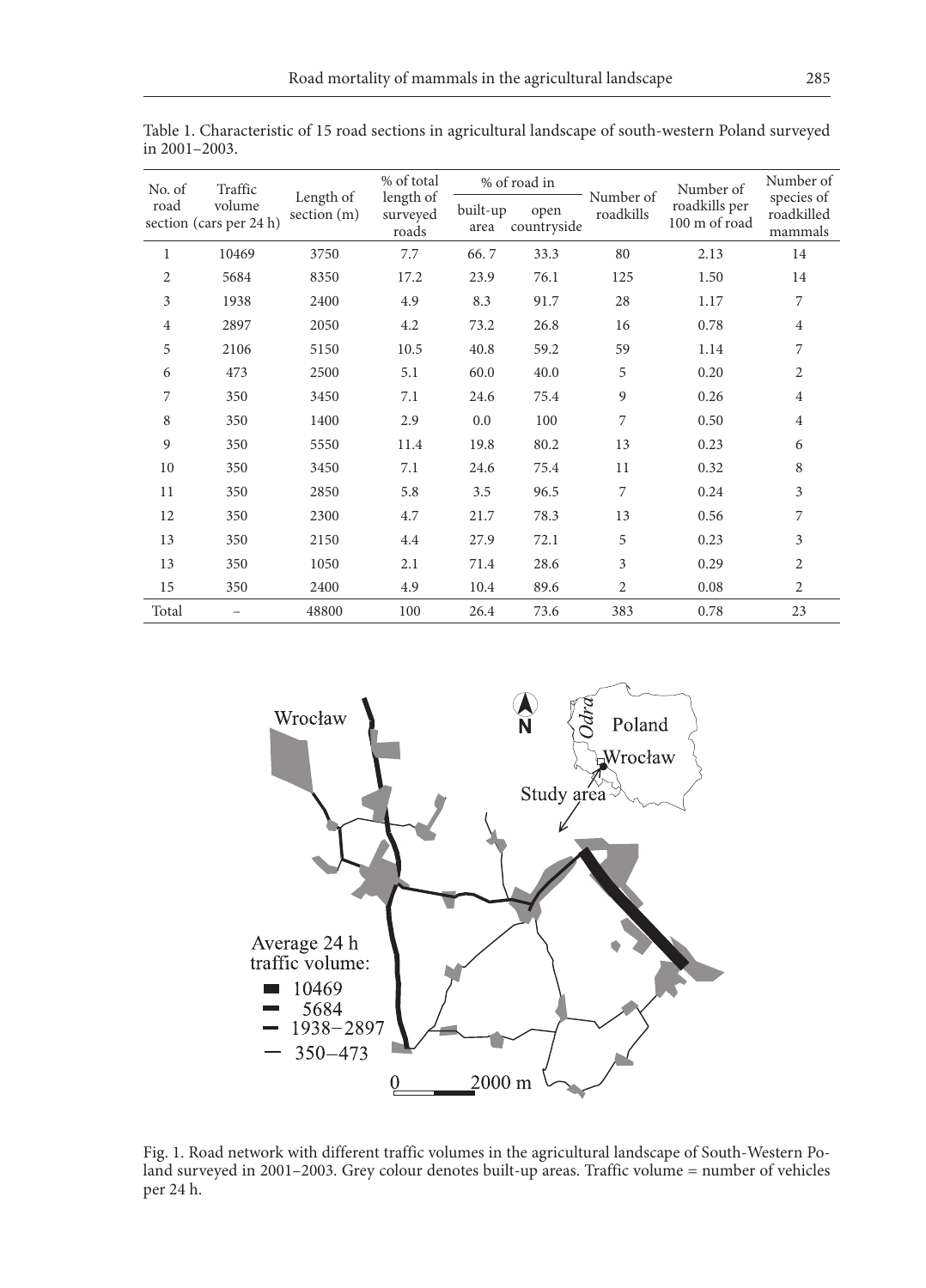Table 1. Characteristic of 15 road sections in agricultural landscape of south-western Poland surveyed in 2001–2003.

| No. of road section | Traffic volume (cars per 24 h) | Length of section (m) | % of total length of surveyed roads | % of road in | | Number of roadkills | Number of roadkills per 100 m of road | Number of species of roadkilled mammals |
|---|---|---|---|---|---|---|---|---|
| | | | | built-up area | open countryside | | | |
| 1 | 10469 | 3750 | 7.7 | 66. 7 | 33.3 | 80 | 2.13 | 14 |
| 2 | 5684 | 8350 | 17.2 | 23.9 | 76.1 | 125 | 1.50 | 14 |
| 3 | 1938 | 2400 | 4.9 | 8.3 | 91.7 | 28 | 1.17 | 7 |
| 4 | 2897 | 2050 | 4.2 | 73.2 | 26.8 | 16 | 0.78 | 4 |
| 5 | 2106 | 5150 | 10.5 | 40.8 | 59.2 | 59 | 1.14 | 7 |
| 6 | 473 | 2500 | 5.1 | 60.0 | 40.0 | 5 | 0.20 | 2 |
| 7 | 350 | 3450 | 7.1 | 24.6 | 75.4 | 9 | 0.26 | 4 |
| 8 | 350 | 1400 | 2.9 | 0.0 | 100 | 7 | 0.50 | 4 |
| 9 | 350 | 5550 | 11.4 | 19.8 | 80.2 | 13 | 0.23 | 6 |
| 10 | 350 | 3450 | 7.1 | 24.6 | 75.4 | 11 | 0.32 | 8 |
| 11 | 350 | 2850 | 5.8 | 3.5 | 96.5 | 7 | 0.24 | 3 |
| 12 | 350 | 2300 | 4.7 | 21.7 | 78.3 | 13 | 0.56 | 7 |
| 13 | 350 | 2150 | 4.4 | 27.9 | 72.1 | 5 | 0.23 | 3 |
| 13 | 350 | 1050 | 2.1 | 71.4 | 28.6 | 3 | 0.29 | 2 |
| 15 | 350 | 2400 | 4.9 | 10.4 | 89.6 | 2 | 0.08 | 2 |
| Total | – | 48800 | 100 | 26.4 | 73.6 | 383 | 0.78 | 23 |

Wrocław

N

Odra

Poland

Wrocław

Study area

Average 24 h traffic volume:
10469
5684
1938–2897
350–473

0 2000 m

Fig. 1. Road network with different traffic volumes in the agricultural landscape of South-Western Poland surveyed in 2001–2003. Grey colour denotes built-up areas. Traffic volume = number of vehicles per 24 h.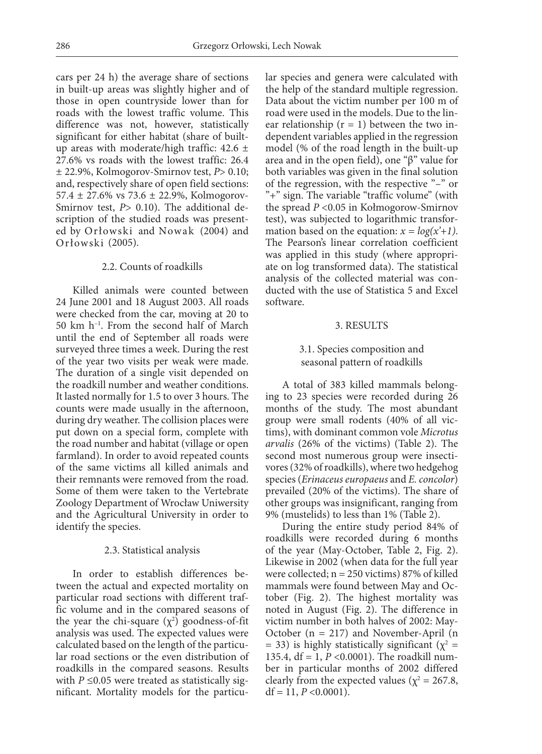cars per 24 h) the average share of sections in built-up areas was slightly higher and of those in open countryside lower than for roads with the lowest traffic volume. This difference was not, however, statistically significant for either habitat (share of built-up areas with moderate/high traffic: 42.6 ± 27.6% vs roads with the lowest traffic: 26.4 ± 22.9%, Kolmogorov-Smirnov test, $P > 0.10$; and, respectively share of open field sections: 57.4 ± 27.6% vs 73.6 ± 22.9%, Kolmogorov-Smirnov test, $P > 0.10$). The additional description of the studied roads was presented by Orłowski and Nowak (2004) and Orłowski (2005).

### 2.2. Counts of roadkills

Killed animals were counted between 24 June 2001 and 18 August 2003. All roads were checked from the car, moving at 20 to 50 km h$^{-1}$. From the second half of March until the end of September all roads were surveyed three times a week. During the rest of the year two visits per weak were made. The duration of a single visit depended on the roadkill number and weather conditions. It lasted normally for 1.5 to over 3 hours. The counts were made usually in the afternoon, during dry weather. The collision places were put down on a special form, complete with the road number and habitat (village or open farmland). In order to avoid repeated counts of the same victims all killed animals and their remnants were removed from the road. Some of them were taken to the Vertebrate Zoology Department of Wrocław Uniwersity and the Agricultural University in order to identify the species.

### 2.3. Statistical analysis

In order to establish differences between the actual and expected mortality on particular road sections with different traffic volume and in the compared seasons of the year the chi-square ($\chi^2$) goodness-of-fit analysis was used. The expected values were calculated based on the length of the particular road sections or the even distribution of roadkills in the compared seasons. Results with $P \leq 0.05$ were treated as statistically significant. Mortality models for the particular species and genera were calculated with the help of the standard multiple regression. Data about the victim number per 100 m of road were used in the models. Due to the linear relationship ($r = 1$) between the two independent variables applied in the regression model (% of the road length in the built-up area and in the open field), one "β" value for both variables was given in the final solution of the regression, with the respective "–" or "+" sign. The variable "traffic volume" (with the spread $P < 0.05$ in Kołmogorow-Smirnov test), was subjected to logarithmic transformation based on the equation: $x = log(x'+1)$. The Pearson's linear correlation coefficient was applied in this study (where appropriate on log transformed data). The statistical analysis of the collected material was conducted with the use of Statistica 5 and Excel software.

## 3. RESULTS

### 3.1. Species composition and seasonal pattern of roadkills

A total of 383 killed mammals belonging to 23 species were recorded during 26 months of the study. The most abundant group were small rodents (40% of all victims), with dominant common vole *Microtus arvalis* (26% of the victims) (Table 2). The second most numerous group were insectivores (32% of roadkills), where two hedgehog species (*Erinaceus europaeus* and *E. concolor*) prevailed (20% of the victims). The share of other groups was insignificant, ranging from 9% (mustelids) to less than 1% (Table 2).

During the entire study period 84% of roadkills were recorded during 6 months of the year (May-October, Table 2, Fig. 2). Likewise in 2002 (when data for the full year were collected; n = 250 victims) 87% of killed mammals were found between May and October (Fig. 2). The highest mortality was noted in August (Fig. 2). The difference in victim number in both halves of 2002: May-October (n = 217) and November-April (n = 33) is highly statistically significant ($\chi^2 = 135.4$, df = 1, $P < 0.0001$). The roadkill number in particular months of 2002 differed clearly from the expected values ($\chi^2 = 267.8$, df = 11, $P < 0.0001$).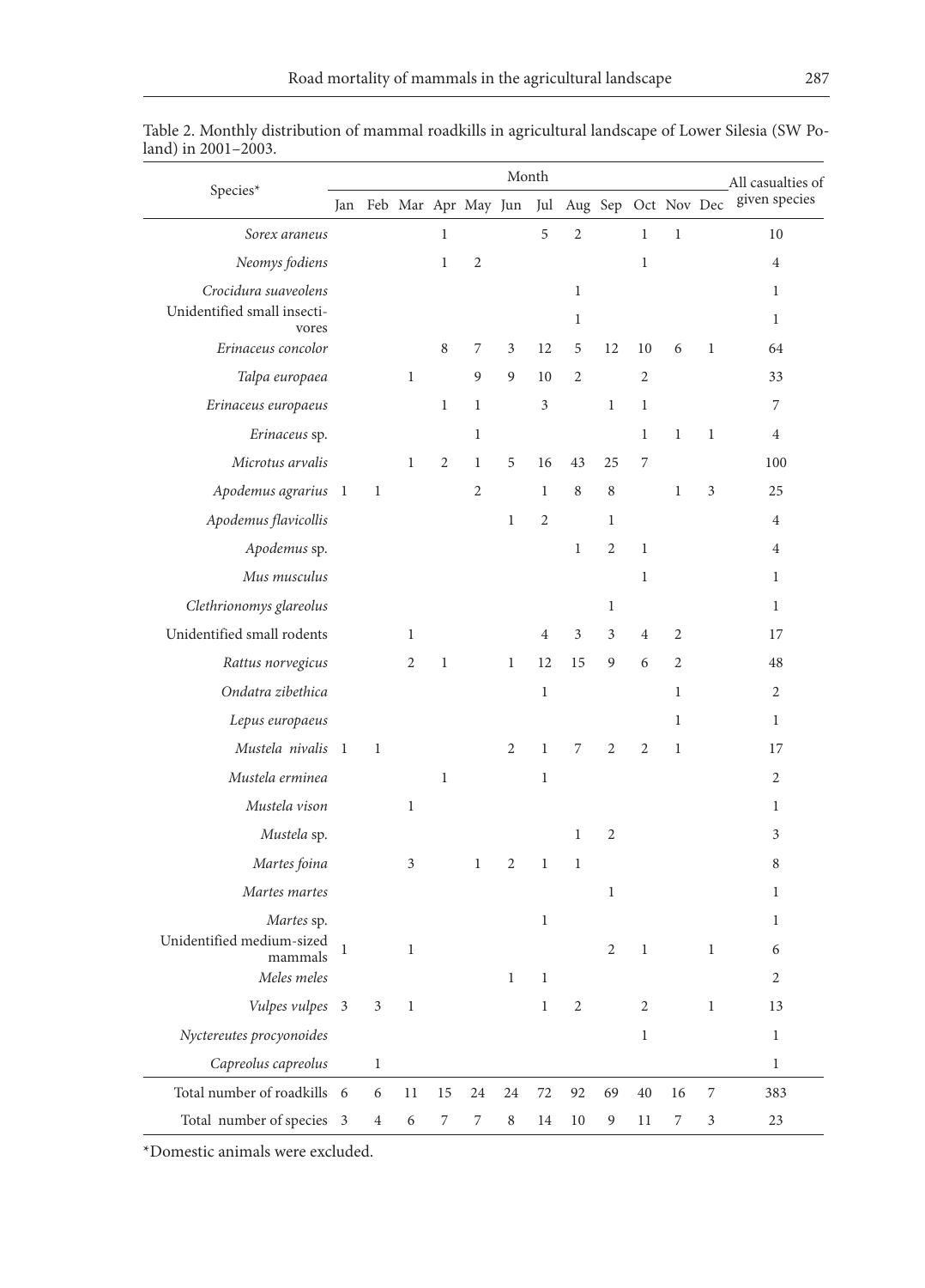Table 2. Monthly distribution of mammal roadkills in agricultural landscape of Lower Silesia (SW Poland) in 2001–2003.

| Species* | Month | | | | | | | | | | | | All casualties of given species |
|---|---|---|---|---|---|---|---|---|---|---|---|---|---|
| | Jan | Feb | Mar | Apr | May | Jun | Jul | Aug | Sep | Oct | Nov | Dec | |
| *Sorex araneus* | | | | 1 | | | 5 | 2 | | 1 | 1 | | 10 |
| *Neomys fodiens* | | | | 1 | 2 | | | | | 1 | | | 4 |
| *Crocidura suaveolens* | | | | | | | | 1 | | | | | 1 |
| Unidentified small insectivores | | | | | | | | 1 | | | | | 1 |
| *Erinaceus concolor* | | | | 8 | 7 | 3 | 12 | 5 | 12 | 10 | 6 | 1 | 64 |
| *Talpa europaea* | | | 1 | | 9 | 9 | 10 | 2 | | 2 | | | 33 |
| *Erinaceus europaeus* | | | | 1 | 1 | | 3 | | 1 | 1 | | | 7 |
| *Erinaceus* sp. | | | | | 1 | | | | | 1 | 1 | 1 | 4 |
| *Microtus arvalis* | | | 1 | 2 | 1 | 5 | 16 | 43 | 25 | 7 | | | 100 |
| *Apodemus agrarius* | 1 | 1 | | | 2 | | 1 | 8 | 8 | | 1 | 3 | 25 |
| *Apodemus flavicollis* | | | | | | 1 | 2 | | 1 | | | | 4 |
| *Apodemus* sp. | | | | | | | | 1 | 2 | 1 | | | 4 |
| *Mus musculus* | | | | | | | | | | 1 | | | 1 |
| *Clethrionomys glareolus* | | | | | | | | | 1 | | | | 1 |
| Unidentified small rodents | | | 1 | | | | 4 | 3 | 3 | 4 | 2 | | 17 |
| *Rattus norvegicus* | | | 2 | 1 | | 1 | 12 | 15 | 9 | 6 | 2 | | 48 |
| *Ondatra zibethica* | | | | | | | 1 | | | | 1 | | 2 |
| *Lepus europaeus* | | | | | | | | | | | 1 | | 1 |
| *Mustela nivalis* | 1 | 1 | | | | 2 | 1 | 7 | 2 | 2 | 1 | | 17 |
| *Mustela erminea* | | | | 1 | | | 1 | | | | | | 2 |
| *Mustela vison* | | | 1 | | | | | | | | | | 1 |
| *Mustela* sp. | | | | | | | | 1 | 2 | | | | 3 |
| *Martes foina* | | | 3 | | 1 | 2 | 1 | 1 | | | | | 8 |
| *Martes martes* | | | | | | | | | 1 | | | | 1 |
| *Martes* sp. | | | | | | | 1 | | | | | | 1 |
| Unidentified medium-sized mammals | 1 | | 1 | | | | | | 2 | 1 | | 1 | 6 |
| *Meles meles* | | | | | | 1 | 1 | | | | | | 2 |
| *Vulpes vulpes* | 3 | 3 | 1 | | | | 1 | 2 | | 2 | | 1 | 13 |
| *Nyctereutes procyonoides* | | | | | | | | | | 1 | | | 1 |
| *Capreolus capreolus* | | 1 | | | | | | | | | | | 1 |
| Total number of roadkills | 6 | 6 | 11 | 15 | 24 | 24 | 72 | 92 | 69 | 40 | 16 | 7 | 383 |
| Total number of species | 3 | 4 | 6 | 7 | 7 | 8 | 14 | 10 | 9 | 11 | 7 | 3 | 23 |

*Domestic animals were excluded.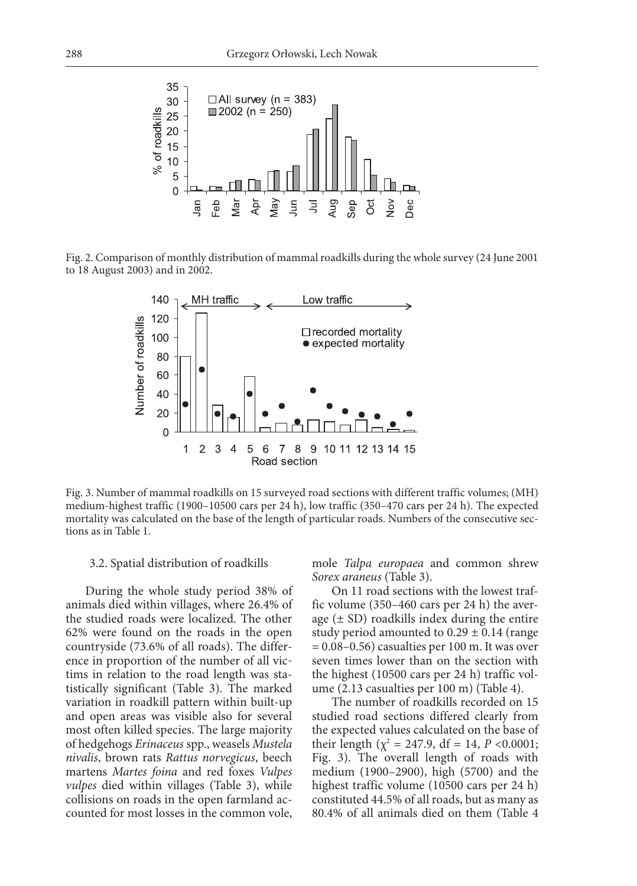Fig. 2. Comparison of monthly distribution of mammal roadkills during the whole survey (24 June 2001 to 18 August 2003) and in 2002.

Fig. 3. Number of mammal roadkills on 15 surveyed road sections with different traffic volumes; (MH) medium-highest traffic (1900–10500 cars per 24 h), low traffic (350–470 cars per 24 h). The expected mortality was calculated on the base of the length of particular roads. Numbers of the consecutive sections as in Table 1.

### 3.2. Spatial distribution of roadkills

During the whole study period 38% of animals died within villages, where 26.4% of the studied roads were localized. The other 62% were found on the roads in the open countryside (73.6% of all roads). The difference in proportion of the number of all victims in relation to the road length was statistically significant (Table 3). The marked variation in roadkill pattern within built-up and open areas was visible also for several most often killed species. The large majority of hedgehogs *Erinaceus* spp., weasels *Mustela nivalis*, brown rats *Rattus norvegicus*, beech martens *Martes foina* and red foxes *Vulpes vulpes* died within villages (Table 3), while collisions on roads in the open farmland accounted for most losses in the common vole, mole *Talpa europaea* and common shrew *Sorex araneus* (Table 3).

On 11 road sections with the lowest traffic volume (350–460 cars per 24 h) the average (± SD) roadkills index during the entire study period amounted to 0.29 ± 0.14 (range = 0.08–0.56) casualties per 100 m. It was over seven times lower than on the section with the highest (10500 cars per 24 h) traffic volume (2.13 casualties per 100 m) (Table 4).

The number of roadkills recorded on 15 studied road sections differed clearly from the expected values calculated on the base of their length ($\chi^2 = 247.9$, df = 14, $P < 0.0001$; Fig. 3). The overall length of roads with medium (1900–2900), high (5700) and the highest traffic volume (10500 cars per 24 h) constituted 44.5% of all roads, but as many as 80.4% of all animals died on them (Table 4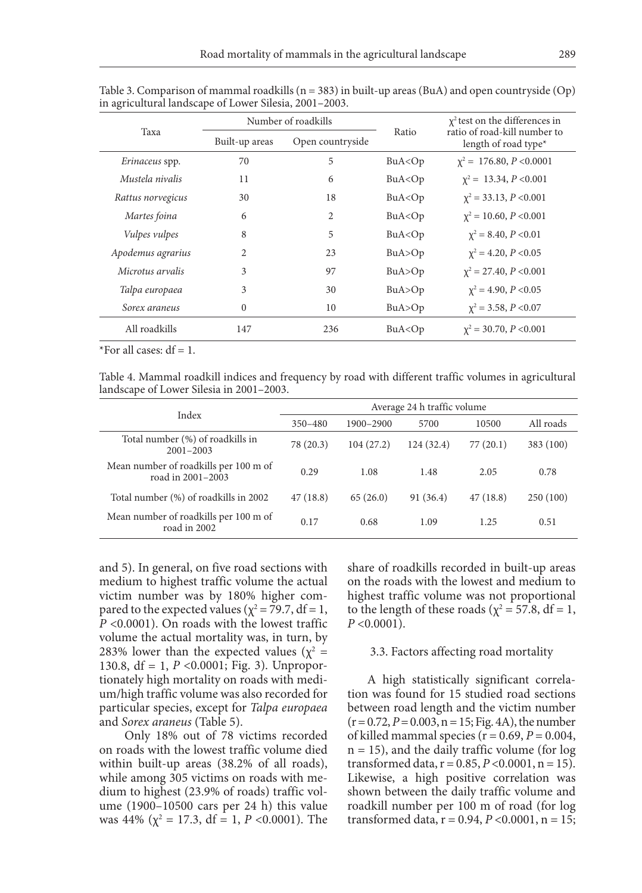Table 3. Comparison of mammal roadkills (n = 383) in built-up areas (BuA) and open countryside (Op) in agricultural landscape of Lower Silesia, 2001–2003.

| Taxa | Number of roadkills | | Ratio | $\chi^2$ test on the differences in ratio of road-kill number to length of road type* |
|---|---|---|---|---|
| | Built-up areas | Open countryside | | |
| *Erinaceus* spp. | 70 | 5 | BuA<Op | $\chi^2$ = 176.80, $P$ <0.0001 |
| *Mustela nivalis* | 11 | 6 | BuA<Op | $\chi^2$ = 13.34, $P$ <0.001 |
| *Rattus norvegicus* | 30 | 18 | BuA<Op | $\chi^2$ = 33.13, $P$ <0.001 |
| *Martes foina* | 6 | 2 | BuA<Op | $\chi^2$ = 10.60, $P$ <0.001 |
| *Vulpes vulpes* | 8 | 5 | BuA<Op | $\chi^2$ = 8.40, $P$ <0.01 |
| *Apodemus agrarius* | 2 | 23 | BuA>Op | $\chi^2$ = 4.20, $P$ <0.05 |
| *Microtus arvalis* | 3 | 97 | BuA>Op | $\chi^2$ = 27.40, $P$ <0.001 |
| *Talpa europaea* | 3 | 30 | BuA>Op | $\chi^2$ = 4.90, $P$ <0.05 |
| *Sorex araneus* | 0 | 10 | BuA>Op | $\chi^2$ = 3.58, $P$ <0.07 |
| All roadkills | 147 | 236 | BuA<Op | $\chi^2$ = 30.70, $P$ <0.001 |

*For all cases: df = 1.

Table 4. Mammal roadkill indices and frequency by road with different traffic volumes in agricultural landscape of Lower Silesia in 2001–2003.

| Index | Average 24 h traffic volume | | | | |
|---|---|---|---|---|---|
| | 350–480 | 1900–2900 | 5700 | 10500 | All roads |
| Total number (%) of roadkills in 2001–2003 | 78 (20.3) | 104 (27.2) | 124 (32.4) | 77 (20.1) | 383 (100) |
| Mean number of roadkills per 100 m of road in 2001–2003 | 0.29 | 1.08 | 1.48 | 2.05 | 0.78 |
| Total number (%) of roadkills in 2002 | 47 (18.8) | 65 (26.0) | 91 (36.4) | 47 (18.8) | 250 (100) |
| Mean number of roadkills per 100 m of road in 2002 | 0.17 | 0.68 | 1.09 | 1.25 | 0.51 |

and 5). In general, on five road sections with medium to highest traffic volume the actual victim number was by 180% higher compared to the expected values ($\chi^2$ = 79.7, df = 1, $P$ <0.0001). On roads with the lowest traffic volume the actual mortality was, in turn, by 283% lower than the expected values ($\chi^2$ = 130.8, df = 1, $P$ <0.0001; Fig. 3). Unproportionately high mortality on roads with medium/high traffic volume was also recorded for particular species, except for *Talpa europaea* and *Sorex araneus* (Table 5).

Only 18% out of 78 victims recorded on roads with the lowest traffic volume died within built-up areas (38.2% of all roads), while among 305 victims on roads with medium to highest (23.9% of roads) traffic volume (1900–10500 cars per 24 h) this value was 44% ($\chi^2$ = 17.3, df = 1, $P$ <0.0001). The share of roadkills recorded in built-up areas on the roads with the lowest and medium to highest traffic volume was not proportional to the length of these roads ($\chi^2$ = 57.8, df = 1, $P$ <0.0001).

### 3.3. Factors affecting road mortality

A high statistically significant correlation was found for 15 studied road sections between road length and the victim number (r = 0.72, $P$ = 0.003, n = 15; Fig. 4A), the number of killed mammal species (r = 0.69, $P$ = 0.004, n = 15), and the daily traffic volume (for log transformed data, r = 0.85, $P$ <0.0001, n = 15). Likewise, a high positive correlation was shown between the daily traffic volume and roadkill number per 100 m of road (for log transformed data, r = 0.94, $P$ <0.0001, n = 15;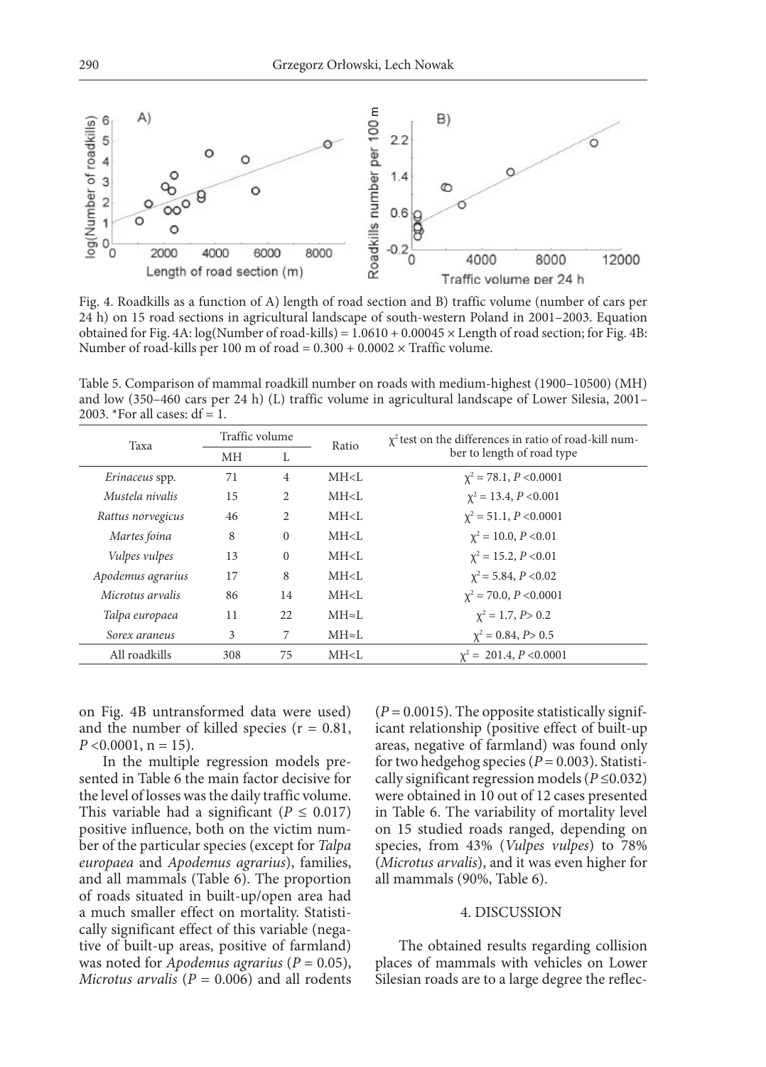A)

log(Number of roadkills)

6
5
4
3
2
1
0

0 2000 4000 6000 8000

Length of road section (m)

B)

Roadkills number per 100 m

2.2
1.4
0.6
-0.2

0 4000 8000 12000

Traffic volume per 24 h

Fig. 4. Roadkills as a function of A) length of road section and B) traffic volume (number of cars per 24 h) on 15 road sections in agricultural landscape of south-western Poland in 2001–2003. Equation obtained for Fig. 4A: log(Number of road-kills) = 1.0610 + 0.00045 × Length of road section; for Fig. 4B: Number of road-kills per 100 m of road = 0.300 + 0.0002 × Traffic volume.

Table 5. Comparison of mammal roadkill number on roads with medium-highest (1900–10500) (MH) and low (350–460 cars per 24 h) (L) traffic volume in agricultural landscape of Lower Silesia, 2001–2003. *For all cases: df = 1.

| Taxa | Traffic volume | | Ratio | $\chi^2$ test on the differences in ratio of road-kill number to length of road type |
|---|---|---|---|---|
| | MH | L | | |
| *Erinaceus* spp. | 71 | 4 | MH<L | $\chi^2 = 78.1$, $P < 0.0001$ |
| *Mustela nivalis* | 15 | 2 | MH<L | $\chi^2 = 13.4$, $P < 0.001$ |
| *Rattus norvegicus* | 46 | 2 | MH<L | $\chi^2 = 51.1$, $P < 0.0001$ |
| *Martes foina* | 8 | 0 | MH<L | $\chi^2 = 10.0$, $P < 0.01$ |
| *Vulpes vulpes* | 13 | 0 | MH<L | $\chi^2 = 15.2$, $P < 0.01$ |
| *Apodemus agrarius* | 17 | 8 | MH<L | $\chi^2 = 5.84$, $P < 0.02$ |
| *Microtus arvalis* | 86 | 14 | MH<L | $\chi^2 = 70.0$, $P < 0.0001$ |
| *Talpa europaea* | 11 | 22 | MH≈L | $\chi^2 = 1.7$, $P > 0.2$ |
| *Sorex araneus* | 3 | 7 | MH≈L | $\chi^2 = 0.84$, $P > 0.5$ |
| All roadkills | 308 | 75 | MH<L | $\chi^2 = 201.4$, $P < 0.0001$ |

on Fig. 4B untransformed data were used) and the number of killed species ($r = 0.81$, $P < 0.0001$, $n = 15$).

In the multiple regression models presented in Table 6 the main factor decisive for the level of losses was the daily traffic volume. This variable had a significant ($P \leq 0.017$) positive influence, both on the victim number of the particular species (except for *Talpa europaea* and *Apodemus agrarius*), families, and all mammals (Table 6). The proportion of roads situated in built-up/open area had a much smaller effect on mortality. Statistically significant effect of this variable (negative of built-up areas, positive of farmland) was noted for *Apodemus agrarius* ($P = 0.05$), *Microtus arvalis* ($P = 0.006$) and all rodents ($P = 0.0015$). The opposite statistically significant relationship (positive effect of built-up areas, negative of farmland) was found only for two hedgehog species ($P = 0.003$). Statistically significant regression models ($P \leq 0.032$) were obtained in 10 out of 12 cases presented in Table 6. The variability of mortality level on 15 studied roads ranged, depending on species, from 43% (*Vulpes vulpes*) to 78% (*Microtus arvalis*), and it was even higher for all mammals (90%, Table 6).

## 4. DISCUSSION

The obtained results regarding collision places of mammals with vehicles on Lower Silesian roads are to a large degree the reflec-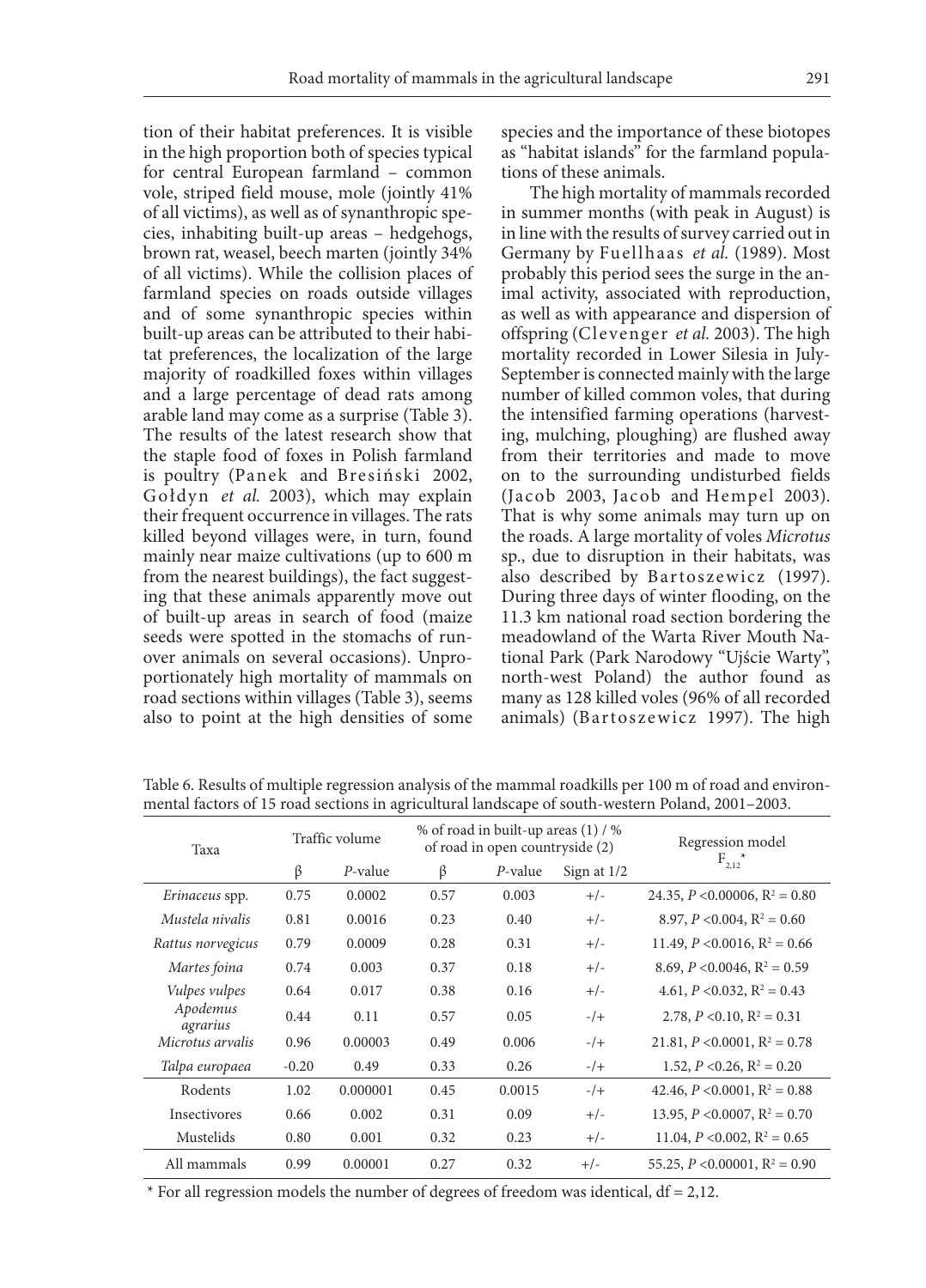tion of their habitat preferences. It is visible in the high proportion both of species typical for central European farmland – common vole, striped field mouse, mole (jointly 41% of all victims), as well as of synanthropic species, inhabiting built-up areas – hedgehogs, brown rat, weasel, beech marten (jointly 34% of all victims). While the collision places of farmland species on roads outside villages and of some synanthropic species within built-up areas can be attributed to their habitat preferences, the localization of the large majority of roadkilled foxes within villages and a large percentage of dead rats among arable land may come as a surprise (Table 3). The results of the latest research show that the staple food of foxes in Polish farmland is poultry (Panek and Bresiński 2002, Gołdyn *et al.* 2003), which may explain their frequent occurrence in villages. The rats killed beyond villages were, in turn, found mainly near maize cultivations (up to 600 m from the nearest buildings), the fact suggesting that these animals apparently move out of built-up areas in search of food (maize seeds were spotted in the stomachs of runover animals on several occasions). Unproportionately high mortality of mammals on road sections within villages (Table 3), seems also to point at the high densities of some species and the importance of these biotopes as "habitat islands" for the farmland populations of these animals.

The high mortality of mammals recorded in summer months (with peak in August) is in line with the results of survey carried out in Germany by Fuellhaas *et al.* (1989). Most probably this period sees the surge in the animal activity, associated with reproduction, as well as with appearance and dispersion of offspring (Clevenger *et al.* 2003). The high mortality recorded in Lower Silesia in July-September is connected mainly with the large number of killed common voles, that during the intensified farming operations (harvesting, mulching, ploughing) are flushed away from their territories and made to move on to the surrounding undisturbed fields (Jacob 2003, Jacob and Hempel 2003). That is why some animals may turn up on the roads. A large mortality of voles *Microtus* sp., due to disruption in their habitats, was also described by Bartoszewicz (1997). During three days of winter flooding, on the 11.3 km national road section bordering the meadowland of the Warta River Mouth National Park (Park Narodowy "Ujście Warty", north-west Poland) the author found as many as 128 killed voles (96% of all recorded animals) (Bartoszewicz 1997). The high

Table 6. Results of multiple regression analysis of the mammal roadkills per 100 m of road and environmental factors of 15 road sections in agricultural landscape of south-western Poland, 2001–2003.

| Taxa | Traffic volume | | % of road in built-up areas (1) / % of road in open countryside (2) | | | Regression model $F_{2,12}$* |
|---|---|---|---|---|---|---|
| | β | *P*-value | β | *P*-value | Sign at 1/2 | |
| *Erinaceus* spp. | 0.75 | 0.0002 | 0.57 | 0.003 | +/- | 24.35, $P < 0.00006$, $R^2 = 0.80$ |
| *Mustela nivalis* | 0.81 | 0.0016 | 0.23 | 0.40 | +/- | 8.97, $P < 0.004$, $R^2 = 0.60$ |
| *Rattus norvegicus* | 0.79 | 0.0009 | 0.28 | 0.31 | +/- | 11.49, $P < 0.0016$, $R^2 = 0.66$ |
| *Martes foina* | 0.74 | 0.003 | 0.37 | 0.18 | +/- | 8.69, $P < 0.0046$, $R^2 = 0.59$ |
| *Vulpes vulpes* | 0.64 | 0.017 | 0.38 | 0.16 | +/- | 4.61, $P < 0.032$, $R^2 = 0.43$ |
| *Apodemus agrarius* | 0.44 | 0.11 | 0.57 | 0.05 | -/+ | 2.78, $P < 0.10$, $R^2 = 0.31$ |
| *Microtus arvalis* | 0.96 | 0.00003 | 0.49 | 0.006 | -/+ | 21.81, $P < 0.0001$, $R^2 = 0.78$ |
| *Talpa europaea* | -0.20 | 0.49 | 0.33 | 0.26 | -/+ | 1.52, $P < 0.26$, $R^2 = 0.20$ |
| Rodents | 1.02 | 0.000001 | 0.45 | 0.0015 | -/+ | 42.46, $P < 0.0001$, $R^2 = 0.88$ |
| Insectivores | 0.66 | 0.002 | 0.31 | 0.09 | +/- | 13.95, $P < 0.0007$, $R^2 = 0.70$ |
| Mustelids | 0.80 | 0.001 | 0.32 | 0.23 | +/- | 11.04, $P < 0.002$, $R^2 = 0.65$ |
| All mammals | 0.99 | 0.00001 | 0.27 | 0.32 | +/- | 55.25, $P < 0.00001$, $R^2 = 0.90$ |

\* For all regression models the number of degrees of freedom was identical, df = 2,12.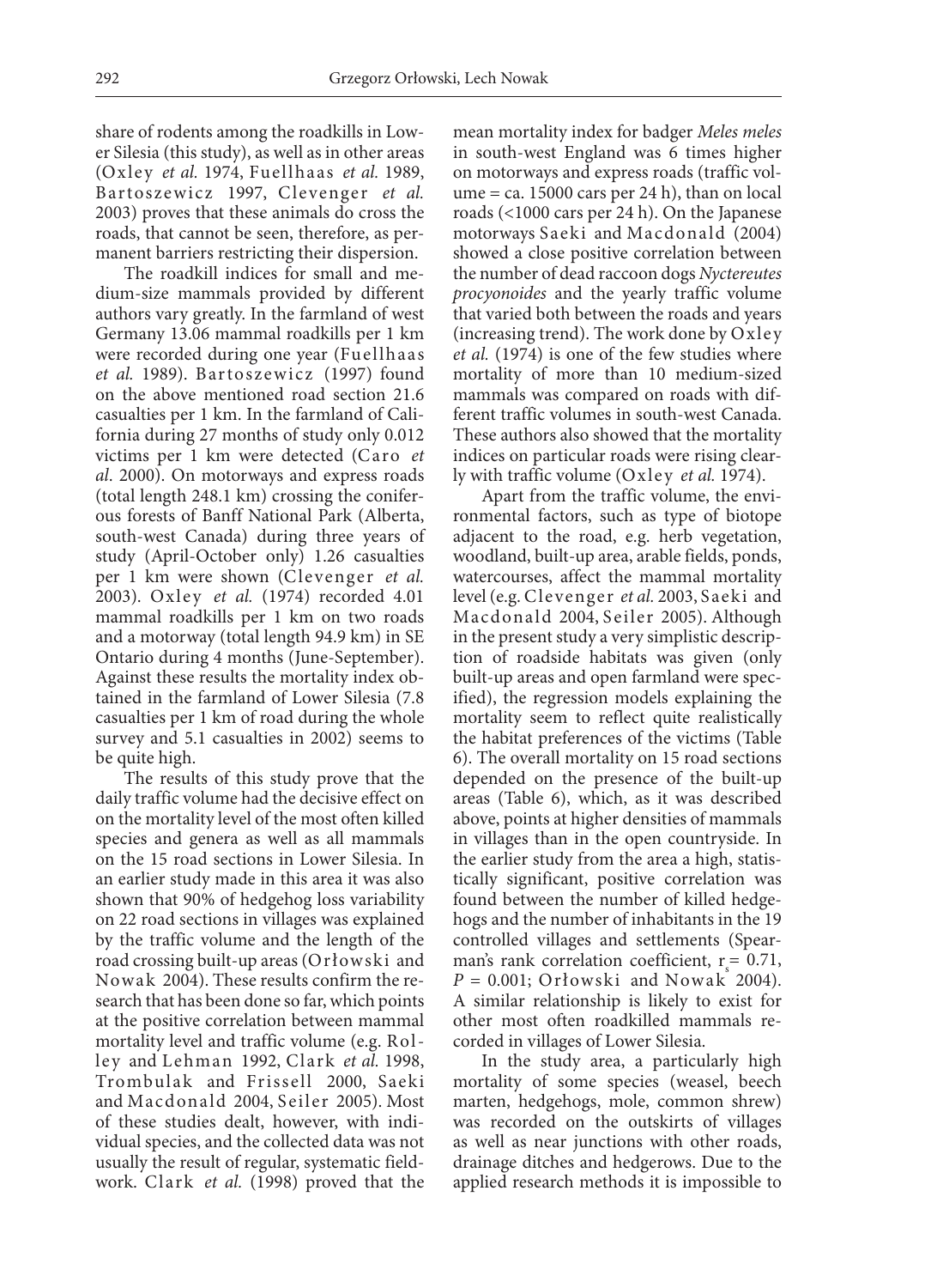share of rodents among the roadkills in Lower Silesia (this study), as well as in other areas (Oxley *et al.* 1974, Fuellhaas *et al.* 1989, Bartoszewicz 1997, Clevenger *et al.* 2003) proves that these animals do cross the roads, that cannot be seen, therefore, as permanent barriers restricting their dispersion.

The roadkill indices for small and medium-size mammals provided by different authors vary greatly. In the farmland of west Germany 13.06 mammal roadkills per 1 km were recorded during one year (Fuellhaas *et al.* 1989). Bartoszewicz (1997) found on the above mentioned road section 21.6 casualties per 1 km. In the farmland of California during 27 months of study only 0.012 victims per 1 km were detected (Caro *et al*. 2000). On motorways and express roads (total length 248.1 km) crossing the coniferous forests of Banff National Park (Alberta, south-west Canada) during three years of study (April-October only) 1.26 casualties per 1 km were shown (Clevenger *et al.* 2003). Oxley *et al.* (1974) recorded 4.01 mammal roadkills per 1 km on two roads and a motorway (total length 94.9 km) in SE Ontario during 4 months (June-September). Against these results the mortality index obtained in the farmland of Lower Silesia (7.8 casualties per 1 km of road during the whole survey and 5.1 casualties in 2002) seems to be quite high.

The results of this study prove that the daily traffic volume had the decisive effect on on the mortality level of the most often killed species and genera as well as all mammals on the 15 road sections in Lower Silesia. In an earlier study made in this area it was also shown that 90% of hedgehog loss variability on 22 road sections in villages was explained by the traffic volume and the length of the road crossing built-up areas (Orłowski and Nowak 2004). These results confirm the research that has been done so far, which points at the positive correlation between mammal mortality level and traffic volume (e.g. Rolley and Lehman 1992, Clark *et al.* 1998, Trombulak and Frissell 2000, Saeki and Macdonald 2004, Seiler 2005). Most of these studies dealt, however, with individual species, and the collected data was not usually the result of regular, systematic fieldwork. Clark *et al.* (1998) proved that the mean mortality index for badger *Meles meles* in south-west England was 6 times higher on motorways and express roads (traffic volume = ca. 15000 cars per 24 h), than on local roads (<1000 cars per 24 h). On the Japanese motorways Saeki and Macdonald (2004) showed a close positive correlation between the number of dead raccoon dogs *Nyctereutes procyonoides* and the yearly traffic volume that varied both between the roads and years (increasing trend). The work done by Oxley *et al.* (1974) is one of the few studies where mortality of more than 10 medium-sized mammals was compared on roads with different traffic volumes in south-west Canada. These authors also showed that the mortality indices on particular roads were rising clearly with traffic volume (Oxley *et al.* 1974).

Apart from the traffic volume, the environmental factors, such as type of biotope adjacent to the road, e.g. herb vegetation, woodland, built-up area, arable fields, ponds, watercourses, affect the mammal mortality level (e.g. Clevenger *et al.* 2003, Saeki and Macdonald 2004, Seiler 2005). Although in the present study a very simplistic description of roadside habitats was given (only built-up areas and open farmland were specified), the regression models explaining the mortality seem to reflect quite realistically the habitat preferences of the victims (Table 6). The overall mortality on 15 road sections depended on the presence of the built-up areas (Table 6), which, as it was described above, points at higher densities of mammals in villages than in the open countryside. In the earlier study from the area a high, statistically significant, positive correlation was found between the number of killed hedgehogs and the number of inhabitants in the 19 controlled villages and settlements (Spearman's rank correlation coefficient, $r_s = 0.71$, $P = 0.001$; Orłowski and Nowak 2004). A similar relationship is likely to exist for other most often roadkilled mammals recorded in villages of Lower Silesia.

In the study area, a particularly high mortality of some species (weasel, beech marten, hedgehogs, mole, common shrew) was recorded on the outskirts of villages as well as near junctions with other roads, drainage ditches and hedgerows. Due to the applied research methods it is impossible to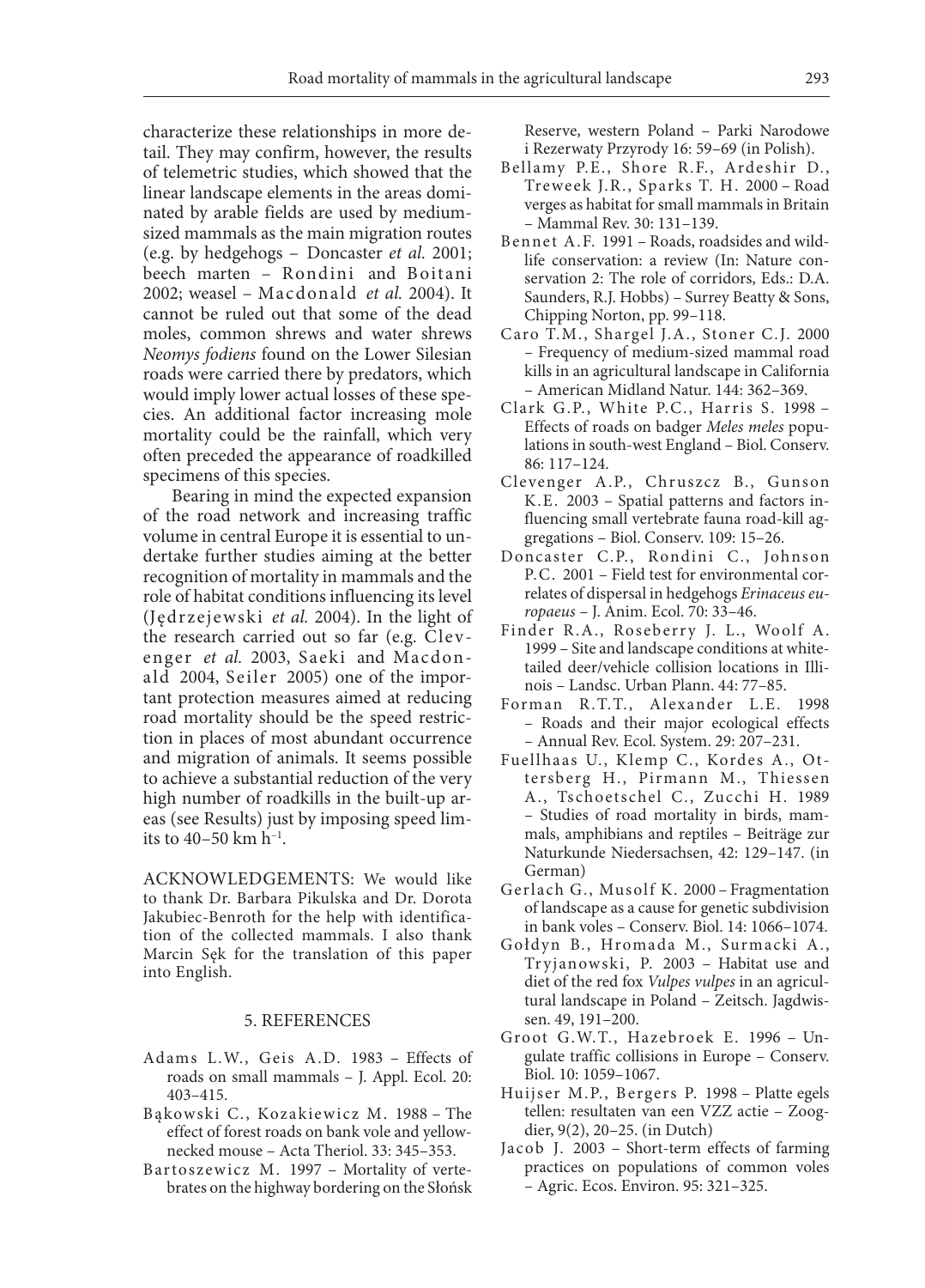characterize these relationships in more detail. They may confirm, however, the results of telemetric studies, which showed that the linear landscape elements in the areas dominated by arable fields are used by medium-sized mammals as the main migration routes (e.g. by hedgehogs – Doncaster *et al.* 2001; beech marten – Rondini and Boitani 2002; weasel – Macdonald *et al.* 2004). It cannot be ruled out that some of the dead moles, common shrews and water shrews *Neomys fodiens* found on the Lower Silesian roads were carried there by predators, which would imply lower actual losses of these species. An additional factor increasing mole mortality could be the rainfall, which very often preceded the appearance of roadkilled specimens of this species.

Bearing in mind the expected expansion of the road network and increasing traffic volume in central Europe it is essential to undertake further studies aiming at the better recognition of mortality in mammals and the role of habitat conditions influencing its level (Jędrzejewski *et al.* 2004). In the light of the research carried out so far (e.g. Clevenger *et al.* 2003, Saeki and Macdonald 2004, Seiler 2005) one of the important protection measures aimed at reducing road mortality should be the speed restriction in places of most abundant occurrence and migration of animals. It seems possible to achieve a substantial reduction of the very high number of roadkills in the built-up areas (see Results) just by imposing speed limits to 40–50 km $h^{-1}$.

ACKNOWLEDGEMENTS: We would like to thank Dr. Barbara Pikulska and Dr. Dorota Jakubiec-Benroth for the help with identification of the collected mammals. I also thank Marcin Sęk for the translation of this paper into English.

## 5. REFERENCES

- Adams L.W., Geis A.D. 1983 – Effects of roads on small mammals – J. Appl. Ecol. 20: 403–415.
- Bąkowski C., Kozakiewicz M. 1988 – The effect of forest roads on bank vole and yellow-necked mouse – Acta Theriol. 33: 345–353.
- Bartoszewicz M. 1997 – Mortality of vertebrates on the highway bordering on the Słońsk Reserve, western Poland – Parki Narodowe i Rezerwaty Przyrody 16: 59–69 (in Polish).
- Bellamy P.E., Shore R.F., Ardeshir D., Treweek J.R., Sparks T. H. 2000 – Road verges as habitat for small mammals in Britain – Mammal Rev. 30: 131–139.
- Bennet A.F. 1991 – Roads, roadsides and wildlife conservation: a review (In: Nature conservation 2: The role of corridors, Eds.: D.A. Saunders, R.J. Hobbs) – Surrey Beatty & Sons, Chipping Norton, pp. 99–118.
- Caro T.M., Shargel J.A., Stoner C.J. 2000 – Frequency of medium-sized mammal road kills in an agricultural landscape in California – American Midland Natur. 144: 362–369.
- Clark G.P., White P.C., Harris S. 1998 – Effects of roads on badger *Meles meles* populations in south-west England – Biol. Conserv. 86: 117–124.
- Clevenger A.P., Chruszcz B., Gunson K.E. 2003 – Spatial patterns and factors influencing small vertebrate fauna road-kill aggregations – Biol. Conserv. 109: 15–26.
- Doncaster C.P., Rondini C., Johnson P.C. 2001 – Field test for environmental correlates of dispersal in hedgehogs *Erinaceus europaeus* – J. Anim. Ecol. 70: 33–46.
- Finder R.A., Roseberry J. L., Woolf A. 1999 – Site and landscape conditions at white-tailed deer/vehicle collision locations in Illinois – Landsc. Urban Plann. 44: 77–85.
- Forman R.T.T., Alexander L.E. 1998 – Roads and their major ecological effects – Annual Rev. Ecol. System. 29: 207–231.
- Fuellhaas U., Klemp C., Kordes A., Ottersberg H., Pirmann M., Thiessen A., Tschoetschel C., Zucchi H. 1989 – Studies of road mortality in birds, mammals, amphibians and reptiles – Beiträge zur Naturkunde Niedersachsen, 42: 129–147. (in German)
- Gerlach G., Musolf K. 2000 – Fragmentation of landscape as a cause for genetic subdivision in bank voles – Conserv. Biol. 14: 1066–1074.
- Gołdyn B., Hromada M., Surmacki A., Tryjanowski, P. 2003 – Habitat use and diet of the red fox *Vulpes vulpes* in an agricultural landscape in Poland – Zeitsch. Jagdwissen. 49, 191–200.
- Groot G.W.T., Hazebroek E. 1996 – Ungulate traffic collisions in Europe – Conserv. Biol. 10: 1059–1067.
- Huijser M.P., Bergers P. 1998 – Platte egels tellen: resultaten van een VZZ actie – Zoogdier, 9(2), 20–25. (in Dutch)
- Jacob J. 2003 – Short-term effects of farming practices on populations of common voles – Agric. Ecos. Environ. 95: 321–325.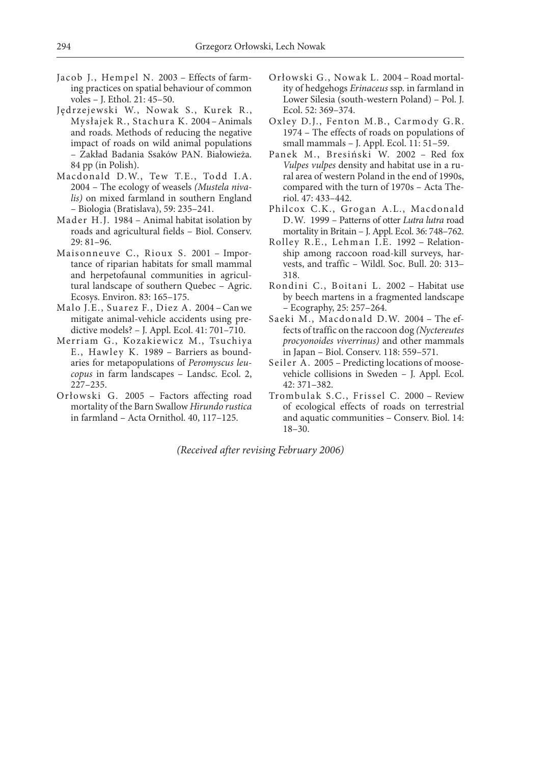Jacob J., Hempel N. 2003 – Effects of farming practices on spatial behaviour of common voles – J. Ethol. 21: 45–50.

Jędrzejewski W., Nowak S., Kurek R., Mysłajek R., Stachura K. 2004 – Animals and roads. Methods of reducing the negative impact of roads on wild animal populations – Zakład Badania Ssaków PAN. Białowieża. 84 pp (in Polish).

Macdonald D.W., Tew T.E., Todd I.A. 2004 – The ecology of weasels *(Mustela nivalis)* on mixed farmland in southern England – Biologia (Bratislava), 59: 235–241.

Mader H.J. 1984 – Animal habitat isolation by roads and agricultural fields – Biol. Conserv. 29: 81–96.

Maisonneuve C., Rioux S. 2001 – Importance of riparian habitats for small mammal and herpetofaunal communities in agricultural landscape of southern Quebec – Agric. Ecosys. Environ. 83: 165–175.

Malo J.E., Suarez F., Diez A. 2004 – Can we mitigate animal-vehicle accidents using predictive models? – J. Appl. Ecol. 41: 701–710.

Merriam G., Kozakiewicz M., Tsuchiya E., Hawley K. 1989 – Barriers as boundaries for metapopulations of *Peromyscus leucopus* in farm landscapes – Landsc. Ecol. 2, 227–235.

Orłowski G. 2005 – Factors affecting road mortality of the Barn Swallow *Hirundo rustica* in farmland – Acta Ornithol. 40, 117–125.

Orłowski G., Nowak L. 2004 – Road mortality of hedgehogs *Erinaceus* ssp. in farmland in Lower Silesia (south-western Poland) – Pol. J. Ecol. 52: 369–374.

Oxley D.J., Fenton M.B., Carmody G.R. 1974 – The effects of roads on populations of small mammals – J. Appl. Ecol. 11: 51–59.

Panek M., Bresiński W. 2002 – Red fox *Vulpes vulpes* density and habitat use in a rural area of western Poland in the end of 1990s, compared with the turn of 1970s – Acta Theriol. 47: 433–442.

Philcox C.K., Grogan A.L., Macdonald D.W. 1999 – Patterns of otter *Lutra lutra* road mortality in Britain – J. Appl. Ecol. 36: 748–762.

Rolley R.E., Lehman I.E. 1992 – Relationship among raccoon road-kill surveys, harvests, and traffic – Wildl. Soc. Bull. 20: 313–318.

Rondini C., Boitani L. 2002 – Habitat use by beech martens in a fragmented landscape – Ecography, 25: 257–264.

Saeki M., Macdonald D.W. 2004 – The effects of traffic on the raccoon dog *(Nyctereutes procyonoides viverrinus)* and other mammals in Japan – Biol. Conserv. 118: 559–571.

Seiler A. 2005 – Predicting locations of moose-vehicle collisions in Sweden – J. Appl. Ecol. 42: 371–382.

Trombulak S.C., Frissel C. 2000 – Review of ecological effects of roads on terrestrial and aquatic communities – Conserv. Biol. 14: 18–30.

*(Received after revising February 2006)*